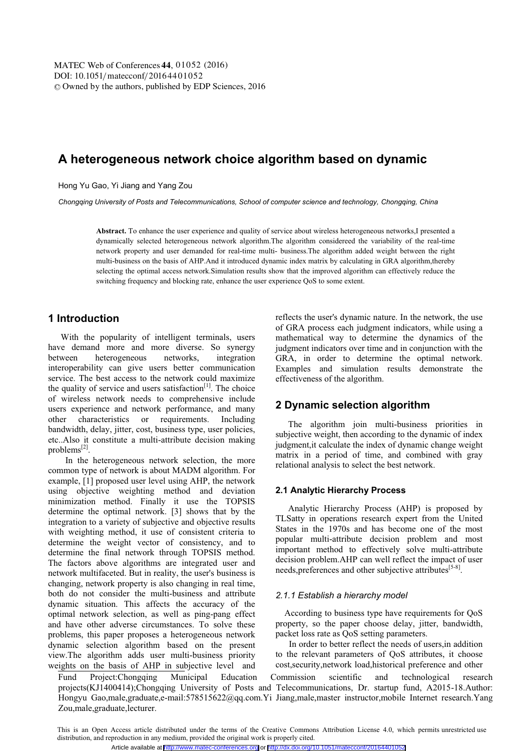MATEC Web of Conferences **44**, 01052 (2016)
DOI: 10.1051/matecconf/20164401052
© Owned by the authors, published by EDP Sciences, 2016

# A heterogeneous network choice algorithm based on dynamic

Hong Yu Gao, Yi Jiang and Yang Zou

*Chongqing University of Posts and Telecommunications, School of computer science and technology, Chongqing, China*

**Abstract.** To enhance the user experience and quality of service about wireless heterogeneous networks,I presented a dynamically selected heterogeneous network algorithm.The algorithm considereed the variability of the real-time network property and user demanded for real-time multi- business.The algorithm added weight between the right multi-business on the basis of AHP.And it introduced dynamic index matrix by calculating in GRA algorithm,thereby selecting the optimal access network.Simulation results show that the improved algorithm can effectively reduce the switching frequency and blocking rate, enhance the user experience QoS to some extent.

## 1 Introduction

With the popularity of intelligent terminals, users have demand more and more diverse. So synergy between heterogeneous networks, integration interoperability can give users better communication service. The best access to the network could maximize the quality of service and users satisfaction[1]. The choice of wireless network needs to comprehensive include users experience and network performance, and many other characteristics or requirements. Including bandwidth, delay, jitter, cost, business type, user policies, etc..Also it constitute a multi-attribute decision making problems[2].

In the heterogeneous network selection, the more common type of network is about MADM algorithm. For example, [1] proposed user level using AHP, the network using objective weighting method and deviation minimization method. Finally it use the TOPSIS determine the optimal network. [3] shows that by the integration to a variety of subjective and objective results with weighting method, it use of consistent criteria to determine the weight vector of consistency, and to determine the final network through TOPSIS method. The factors above algorithms are integrated user and network multifaceted. But in reality, the user's business is changing, network property is also changing in real time, both do not consider the multi-business and attribute dynamic situation. This affects the accuracy of the optimal network selection, as well as ping-pang effect and have other adverse circumstances. To solve these problems, this paper proposes a heterogeneous network dynamic selection algorithm based on the present view.The algorithm adds user multi-business priority weights on the basis of AHP in subjective level and reflects the user's dynamic nature. In the network, the use of GRA process each judgment indicators, while using a mathematical way to determine the dynamics of the judgment indicators over time and in conjunction with the GRA, in order to determine the optimal network. Examples and simulation results demonstrate the effectiveness of the algorithm.

## 2 Dynamic selection algorithm

The algorithm join multi-business priorities in subjective weight, then according to the dynamic of index judgment,it calculate the index of dynamic change weight matrix in a period of time, and combined with gray relational analysis to select the best network.

### 2.1 Analytic Hierarchy Process

Analytic Hierarchy Process (AHP) is proposed by TLSatty in operations research expert from the United States in the 1970s and has become one of the most popular multi-attribute decision problem and most important method to effectively solve multi-attribute decision problem.AHP can well reflect the impact of user needs,preferences and other subjective attributes[5-8].

#### *2.1.1 Establish a hierarchy model*

According to business type have requirements for QoS property, so the paper choose delay, jitter, bandwidth, packet loss rate as QoS setting parameters.

In order to better reflect the needs of users,in addition to the relevant parameters of QoS attributes, it choose cost,security,network load,historical preference and other

Fund Project:Chongqing Municipal Education Commission scientific and technological research projects(KJ1400414);Chongqing University of Posts and Telecommunications, Dr. startup fund, A2015-18.Author: Hongyu Gao,male,graduate,e-mail:578515622@qq.com.Yi Jiang,male,master instructor,mobile Internet research.Yang Zou,male,graduate,lecturer.

This is an Open Access article distributed under the terms of the Creative Commons Attribution License 4.0, which permits unrestricted use distribution, and reproduction in any medium, provided the original work is properly cited.

Article available at http://www.matec-conferences.org or http://dx.doi.org/10.1051/matecconf/20164401052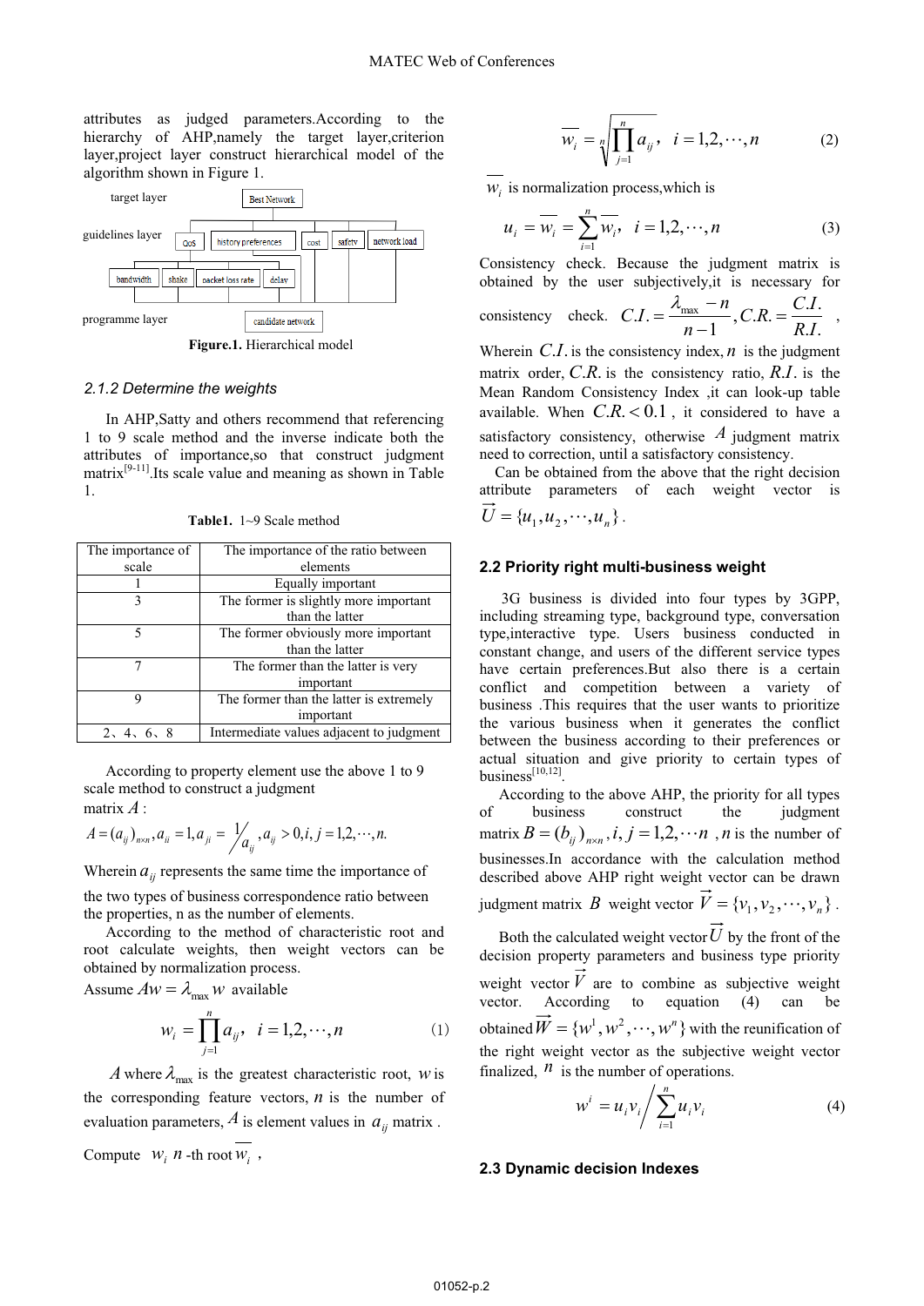attributes as judged parameters.According to the hierarchy of AHP,namely the target layer,criterion layer,project layer construct hierarchical model of the algorithm shown in Figure 1.

target layer: Best Network

guidelines layer: QoS, history preferences, cost, safety, network load

bandwidth, shake, packet loss rate, delay

programme layer: candidate network

**Figure.1.** Hierarchical model

### 2.1.2 Determine the weights

In AHP,Satty and others recommend that referencing 1 to 9 scale method and the inverse indicate both the attributes of importance,so that construct judgment matrix[9-11].Its scale value and meaning as shown in Table 1.

**Table1.** 1~9 Scale method

| The importance of scale | The importance of the ratio between elements |
|---|---|
| 1 | Equally important |
| 3 | The former is slightly more important than the latter |
| 5 | The former obviously more important than the latter |
| 7 | The former than the latter is very important |
| 9 | The former than the latter is extremely important |
| 2、4、6、8 | Intermediate values adjacent to judgment |

According to property element use the above 1 to 9 scale method to construct a judgment matrix $A$ :

$$A = (a_{ij})_{n \times n}, a_{ii} = 1, a_{ji} = 1 \big/ a_{ij}, a_{ij} > 0, i, j = 1,2,\cdots,n.$$

Wherein $a_{ij}$ represents the same time the importance of the two types of business correspondence ratio between the properties, n as the number of elements.

According to the method of characteristic root and root calculate weights, then weight vectors can be obtained by normalization process.

Assume $Aw = \lambda_{\max} w$ available

$$w_i = \prod_{j=1}^{n} a_{ij}, \quad i = 1,2,\cdots,n \tag{1}$$

$A$ where $\lambda_{\max}$ is the greatest characteristic root, $w$ is the corresponding feature vectors, $n$ is the number of evaluation parameters, $A$ is element values in $a_{ij}$ matrix .

Compute $w_i$ $n$ -th root $\overline{w_i}$ ,

$$\overline{w_i} = \sqrt[n]{\prod_{j=1}^{n} a_{ij}}, \quad i = 1,2,\cdots,n \tag{2}$$

$\overline{w_i}$ is normalization process,which is

$$u_i = \overline{w_i} = \sum_{i=1}^{n} \overline{w_i}, \quad i = 1,2,\cdots,n \tag{3}$$

Consistency check. Because the judgment matrix is obtained by the user subjectively,it is necessary for consistency check. $C.I. = \dfrac{\lambda_{\max} - n}{n-1}, C.R. = \dfrac{C.I.}{R.I.}$ ,

Wherein $C.I.$ is the consistency index, $n$ is the judgment matrix order, $C.R.$ is the consistency ratio, $R.I.$ is the Mean Random Consistency Index ,it can look-up table available. When $C.R. < 0.1$ , it considered to have a satisfactory consistency, otherwise $A$ judgment matrix need to correction, until a satisfactory consistency.

Can be obtained from the above that the right decision attribute parameters of each weight vector is $\vec{U} = \{u_1, u_2, \cdots, u_n\}$ .

## 2.2 Priority right multi-business weight

3G business is divided into four types by 3GPP, including streaming type, background type, conversation type,interactive type. Users business conducted in constant change, and users of the different service types have certain preferences.But also there is a certain conflict and competition between a variety of business .This requires that the user wants to prioritize the various business when it generates the conflict between the business according to their preferences or actual situation and give priority to certain types of business[10,12].

According to the above AHP, the priority for all types of business construct the judgment matrix $B = (b_{ij})_{n \times n}, i, j = 1,2,\cdots n$ , $n$ is the number of businesses.In accordance with the calculation method described above AHP right weight vector can be drawn judgment matrix $B$ weight vector $\vec{V} = \{v_1, v_2, \cdots, v_n\}$ .

Both the calculated weight vector $\vec{U}$ by the front of the decision property parameters and business type priority weight vector $\vec{V}$ are to combine as subjective weight vector. According to equation (4) can be obtained $\vec{W} = \{w^1, w^2, \cdots, w^n\}$ with the reunification of the right weight vector as the subjective weight vector finalized, $n$ is the number of operations.

$$w^i = u_i v_i \Big/ \sum_{i=1}^{n} u_i v_i \tag{4}$$

## 2.3 Dynamic decision Indexes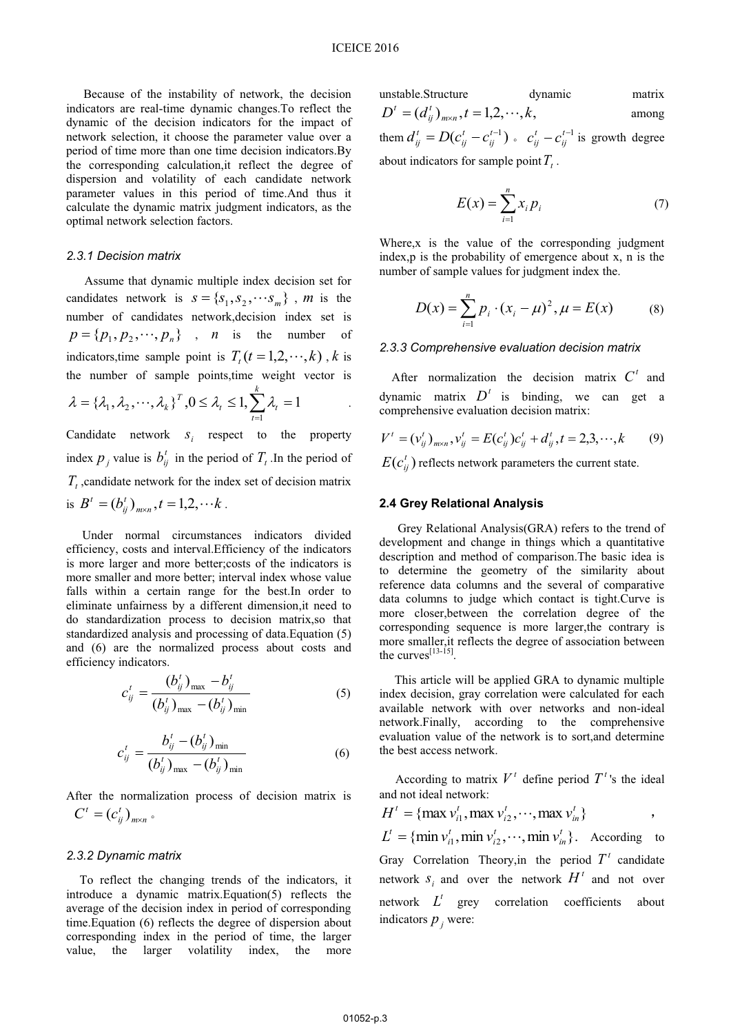Because of the instability of network, the decision indicators are real-time dynamic changes.To reflect the dynamic of the decision indicators for the impact of network selection, it choose the parameter value over a period of time more than one time decision indicators.By the corresponding calculation,it reflect the degree of dispersion and volatility of each candidate network parameter values in this period of time.And thus it calculate the dynamic matrix judgment indicators, as the optimal network selection factors.

### 2.3.1 Decision matrix

Assume that dynamic multiple index decision set for candidates network is $s = \{s_1, s_2, \cdots s_m\}$ , $m$ is the number of candidates network,decision index set is $p = \{p_1, p_2, \cdots, p_n\}$ , $n$ is the number of indicators,time sample point is $T_t (t = 1,2,\cdots,k)$ , $k$ is the number of sample points,time weight vector is $\lambda = \{\lambda_1, \lambda_2, \cdots, \lambda_k\}^T, 0 \le \lambda_t \le 1, \sum_{t=1}^{k} \lambda_t = 1$ .

Candidate network $s_i$ respect to the property index $p_j$ value is $b_{ij}^t$ in the period of $T_t$ .In the period of $T_t$ ,candidate network for the index set of decision matrix is $B^t = (b_{ij}^t)_{m \times n}, t = 1,2,\cdots k$ .

Under normal circumstances indicators divided efficiency, costs and interval.Efficiency of the indicators is more larger and more better;costs of the indicators is more smaller and more better; interval index whose value falls within a certain range for the best.In order to eliminate unfairness by a different dimension,it need to do standardization process to decision matrix,so that standardized analysis and processing of data.Equation (5) and (6) are the normalized process about costs and efficiency indicators.

$$c_{ij}^t = \frac{(b_{ij}^t)_{\max} - b_{ij}^t}{(b_{ij}^t)_{\max} - (b_{ij}^t)_{\min}} \tag{5}$$

$$c_{ij}^t = \frac{b_{ij}^t - (b_{ij}^t)_{\min}}{(b_{ij}^t)_{\max} - (b_{ij}^t)_{\min}} \tag{6}$$

After the normalization process of decision matrix is $C^t = (c_{ij}^t)_{m \times n}$ 。

### 2.3.2 Dynamic matrix

To reflect the changing trends of the indicators, it introduce a dynamic matrix.Equation(5) reflects the average of the decision index in period of corresponding time.Equation (6) reflects the degree of dispersion about corresponding index in the period of time, the larger value, the larger volatility index, the more unstable.Structure dynamic matrix $D^t = (d_{ij}^t)_{m \times n}, t = 1,2,\cdots,k,$ among them $d_{ij}^t = D(c_{ij}^t - c_{ij}^{t-1})$ 。 $c_{ij}^t - c_{ij}^{t-1}$ is growth degree about indicators for sample point $T_t$ .

$$E(x) = \sum_{i=1}^{n} x_i p_i \tag{7}$$

Where,x is the value of the corresponding judgment index,p is the probability of emergence about x, n is the number of sample values for judgment index the.

$$D(x) = \sum_{i=1}^{n} p_i \cdot (x_i - \mu)^2, \mu = E(x) \tag{8}$$

### 2.3.3 Comprehensive evaluation decision matrix

After normalization the decision matrix $C^t$ and dynamic matrix $D^t$ is binding, we can get a comprehensive evaluation decision matrix:

$$V^t = (v_{ij}^t)_{m \times n}, v_{ij}^t = E(c_{ij}^t)c_{ij}^t + d_{ij}^t, t = 2,3,\cdots,k \tag{9}$$

$E(c_{ij}^t)$ reflects network parameters the current state.

## 2.4 Grey Relational Analysis

Grey Relational Analysis(GRA) refers to the trend of development and change in things which a quantitative description and method of comparison.The basic idea is to determine the geometry of the similarity about reference data columns and the several of comparative data columns to judge which contact is tight.Curve is more closer,between the correlation degree of the corresponding sequence is more larger,the contrary is more smaller,it reflects the degree of association between the curves[13-15].

This article will be applied GRA to dynamic multiple index decision, gray correlation were calculated for each available network with over networks and non-ideal network.Finally, according to the comprehensive evaluation value of the network is to sort,and determine the best access network.

According to matrix $V^t$ define period $T^t$'s the ideal and not ideal network:
$H^t = \{\max v_{i1}^t, \max v_{i2}^t, \cdots, \max v_{in}^t\}$ ,
$L^t = \{\min v_{i1}^t, \min v_{i2}^t, \cdots, \min v_{in}^t\}$. According to Gray Correlation Theory,in the period $T^t$ candidate network $s_i$ and over the network $H^t$ and not over network $L^t$ grey correlation coefficients about indicators $p_j$ were: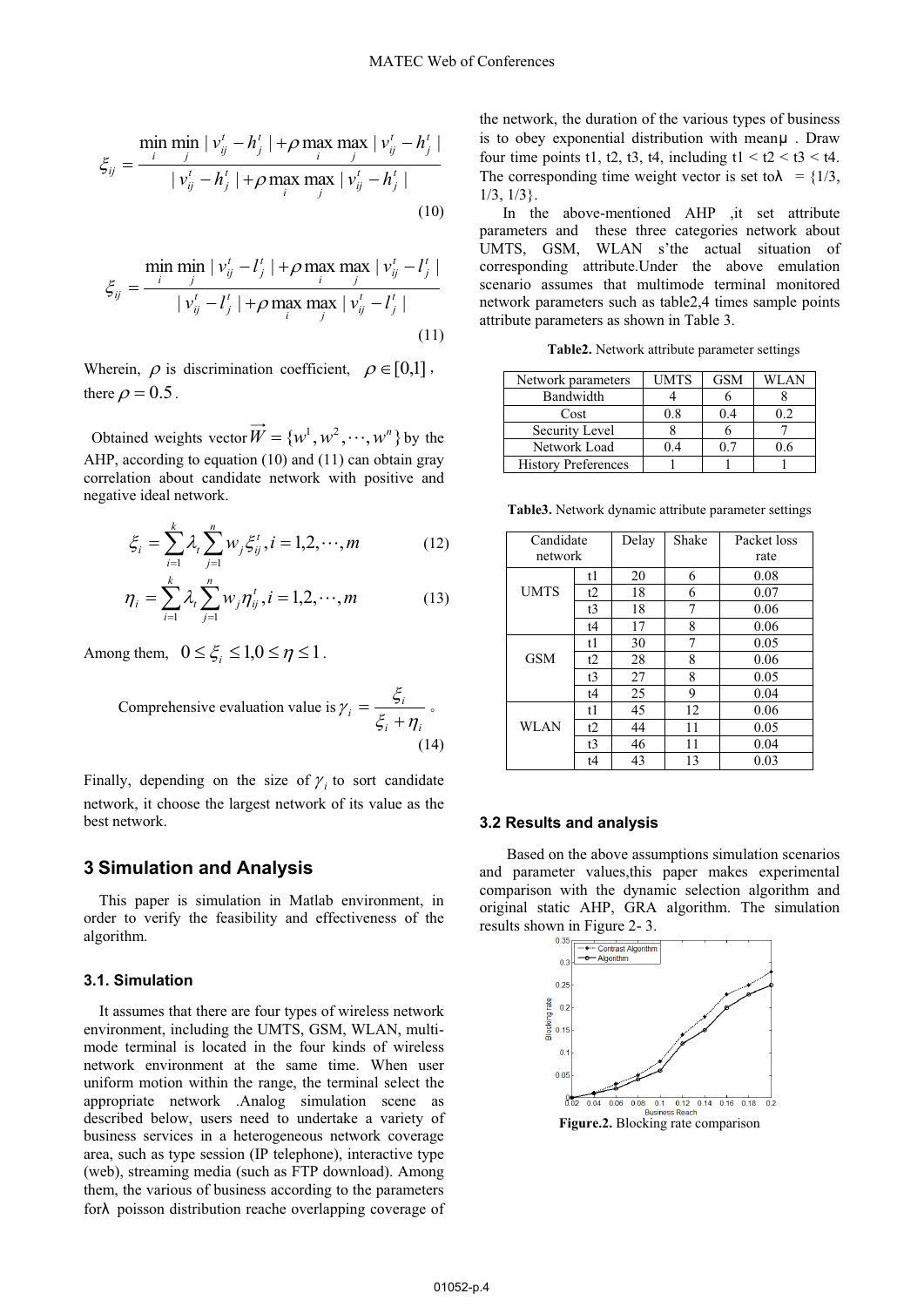$$\xi_{ij} = \frac{\min_i \min_j |v_{ij}^t - h_j^t| + \rho \max_i \max_j |v_{ij}^t - h_j^t|}{|v_{ij}^t - h_j^t| + \rho \max_i \max_j |v_{ij}^t - h_j^t|} \tag{10}$$

$$\xi_{ij} = \frac{\min_i \min_j |v_{ij}^t - l_j^t| + \rho \max_i \max_j |v_{ij}^t - l_j^t|}{|v_{ij}^t - l_j^t| + \rho \max_i \max_j |v_{ij}^t - l_j^t|} \tag{11}$$

Wherein, $\rho$ is discrimination coefficient, $\rho \in [0,1]$, there $\rho = 0.5$.

Obtained weights vector $\overrightarrow{W} = \{w^1, w^2, \cdots, w^n\}$ by the AHP, according to equation (10) and (11) can obtain gray correlation about candidate network with positive and negative ideal network.

$$\xi_i = \sum_{i=1}^{k} \lambda_t \sum_{j=1}^{n} w_j \xi_{ij}^t, i = 1,2,\cdots,m \tag{12}$$

$$\eta_i = \sum_{i=1}^{k} \lambda_t \sum_{j=4}^{n} w_j \eta_{ij}^t, i = 1,2,\cdots,m \tag{13}$$

Among them, $0 \le \xi_i \le 1, 0 \le \eta \le 1$.

Comprehensive evaluation value is $\gamma_i = \dfrac{\xi_i}{\xi_i + \eta_i}$。 (14)

Finally, depending on the size of $\gamma_i$ to sort candidate network, it choose the largest network of its value as the best network.

## 3 Simulation and Analysis

This paper is simulation in Matlab environment, in order to verify the feasibility and effectiveness of the algorithm.

### 3.1. Simulation

It assumes that there are four types of wireless network environment, including the UMTS, GSM, WLAN, multi-mode terminal is located in the four kinds of wireless network environment at the same time. When user uniform motion within the range, the terminal select the appropriate network .Analog simulation scene as described below, users need to undertake a variety of business services in a heterogeneous network coverage area, such as type session (IP telephone), interactive type (web), streaming media (such as FTP download). Among them, the various of business according to the parameters for $\lambda$ poisson distribution reache overlapping coverage of the network, the duration of the various types of business is to obey exponential distribution with mean $\mu$ . Draw four time points t1, t2, t3, t4, including t1 < t2 < t3 < t4. The corresponding time weight vector is set to $\lambda$ = {1/3, 1/3, 1/3}.

In the above-mentioned AHP ,it set attribute parameters and these three categories network about UMTS, GSM, WLAN s'the actual situation of corresponding attribute.Under the above emulation scenario assumes that multimode terminal monitored network parameters such as table2,4 times sample points attribute parameters as shown in Table 3.

**Table2.** Network attribute parameter settings

| Network parameters | UMTS | GSM | WLAN |
|---|---|---|---|
| Bandwidth | 4 | 6 | 8 |
| Cost | 0.8 | 0.4 | 0.2 |
| Security Level | 8 | 6 | 7 |
| Network Load | 0.4 | 0.7 | 0.6 |
| History Preferences | 1 | 1 | 1 |

**Table3.** Network dynamic attribute parameter settings

| Candidate network | | Delay | Shake | Packet loss rate |
|---|---|---|---|---|
| UMTS | t1 | 20 | 6 | 0.08 |
| | t2 | 18 | 6 | 0.07 |
| | t3 | 18 | 7 | 0.06 |
| | t4 | 17 | 8 | 0.06 |
| GSM | t1 | 30 | 7 | 0.05 |
| | t2 | 28 | 8 | 0.06 |
| | t3 | 27 | 8 | 0.05 |
| | t4 | 25 | 9 | 0.04 |
| WLAN | t1 | 45 | 12 | 0.06 |
| | t2 | 44 | 11 | 0.05 |
| | t3 | 46 | 11 | 0.04 |
| | t4 | 43 | 13 | 0.03 |

### 3.2 Results and analysis

Based on the above assumptions simulation scenarios and parameter values,this paper makes experimental comparison with the dynamic selection algorithm and original static AHP, GRA algorithm. The simulation results shown in Figure 2- 3.

**Figure.2.** Blocking rate comparison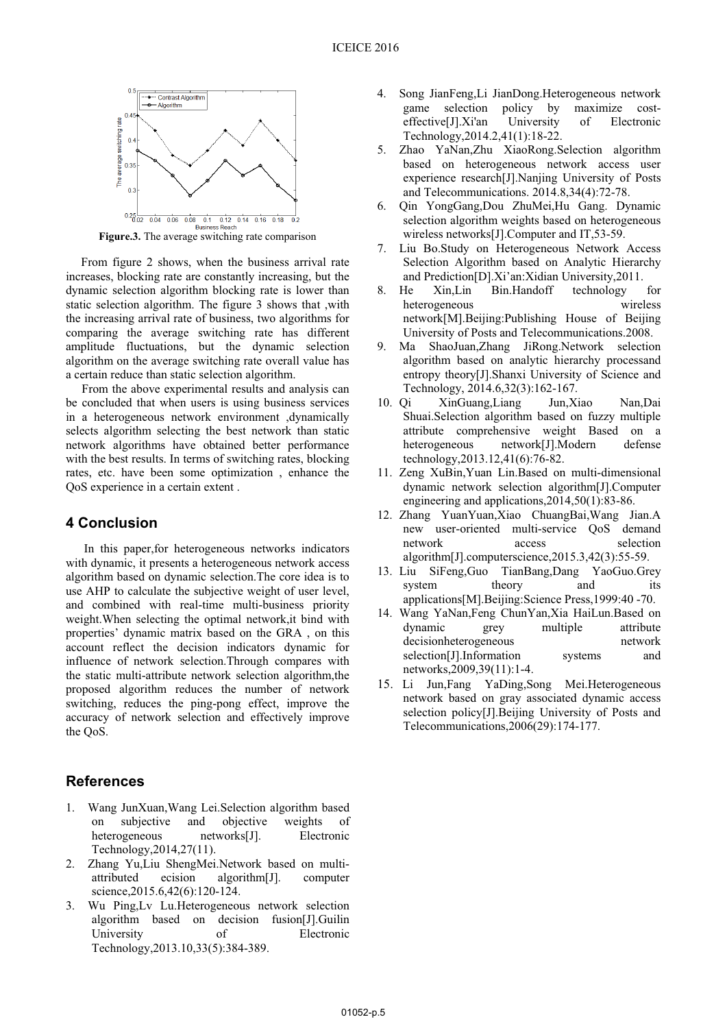Contrast Algorithm
Algorithm

The average switching rate

0.5
0.45
0.4
0.35
0.3
0.25

0.02 0.04 0.06 0.08 0.1 0.12 0.14 0.16 0.18 0.2

Business Reach

**Figure.3.** The average switching rate comparison

From figure 2 shows, when the business arrival rate increases, blocking rate are constantly increasing, but the dynamic selection algorithm blocking rate is lower than static selection algorithm. The figure 3 shows that ,with the increasing arrival rate of business, two algorithms for comparing the average switching rate has different amplitude fluctuations, but the dynamic selection algorithm on the average switching rate overall value has a certain reduce than static selection algorithm.

From the above experimental results and analysis can be concluded that when users is using business services in a heterogeneous network environment ,dynamically selects algorithm selecting the best network than static network algorithms have obtained better performance with the best results. In terms of switching rates, blocking rates, etc. have been some optimization , enhance the QoS experience in a certain extent .

## 4 Conclusion

In this paper,for heterogeneous networks indicators with dynamic, it presents a heterogeneous network access algorithm based on dynamic selection.The core idea is to use AHP to calculate the subjective weight of user level, and combined with real-time multi-business priority weight.When selecting the optimal network,it bind with properties' dynamic matrix based on the GRA , on this account reflect the decision indicators dynamic for influence of network selection.Through compares with the static multi-attribute network selection algorithm,the proposed algorithm reduces the number of network switching, reduces the ping-pong effect, improve the accuracy of network selection and effectively improve the QoS.

## References

1. Wang JunXuan,Wang Lei.Selection algorithm based on subjective and objective weights of heterogeneous networks[J]. Electronic Technology,2014,27(11).
2. Zhang Yu,Liu ShengMei.Network based on multi-attributed ecision algorithm[J]. computer science,2015.6,42(6):120-124.
3. Wu Ping,Lv Lu.Heterogeneous network selection algorithm based on decision fusion[J].Guilin University of Electronic Technology,2013.10,33(5):384-389.
4. Song JianFeng,Li JianDong.Heterogeneous network game selection policy by maximize cost-effective[J].Xi'an University of Electronic Technology,2014.2,41(1):18-22.
5. Zhao YaNan,Zhu XiaoRong.Selection algorithm based on heterogeneous network access user experience research[J].Nanjing University of Posts and Telecommunications. 2014.8,34(4):72-78.
6. Qin YongGang,Dou ZhuMei,Hu Gang. Dynamic selection algorithm weights based on heterogeneous wireless networks[J].Computer and IT,53-59.
7. Liu Bo.Study on Heterogeneous Network Access Selection Algorithm based on Analytic Hierarchy and Prediction[D].Xi'an:Xidian University,2011.
8. He Xin,Lin Bin.Handoff technology for heterogeneous wireless network[M].Beijing:Publishing House of Beijing University of Posts and Telecommunications.2008.
9. Ma ShaoJuan,Zhang JiRong.Network selection algorithm based on analytic hierarchy processand entropy theory[J].Shanxi University of Science and Technology, 2014.6,32(3):162-167.
10. Qi XinGuang,Liang Jun,Xiao Nan,Dai Shuai.Selection algorithm based on fuzzy multiple attribute comprehensive weight Based on a heterogeneous network[J].Modern defense technology,2013.12,41(6):76-82.
11. Zeng XuBin,Yuan Lin.Based on multi-dimensional dynamic network selection algorithm[J].Computer engineering and applications,2014,50(1):83-86.
12. Zhang YuanYuan,Xiao ChuangBai,Wang Jian.A new user-oriented multi-service QoS demand network access selection algorithm[J].computerscience,2015.3,42(3):55-59.
13. Liu SiFeng,Guo TianBang,Dang YaoGuo.Grey system theory and its applications[M].Beijing:Science Press,1999:40 -70.
14. Wang YaNan,Feng ChunYan,Xia HaiLun.Based on dynamic grey multiple attribute decisionheterogeneous network selection[J].Information systems and networks,2009,39(11):1-4.
15. Li Jun,Fang YaDing,Song Mei.Heterogeneous network based on gray associated dynamic access selection policy[J].Beijing University of Posts and Telecommunications,2006(29):174-177.